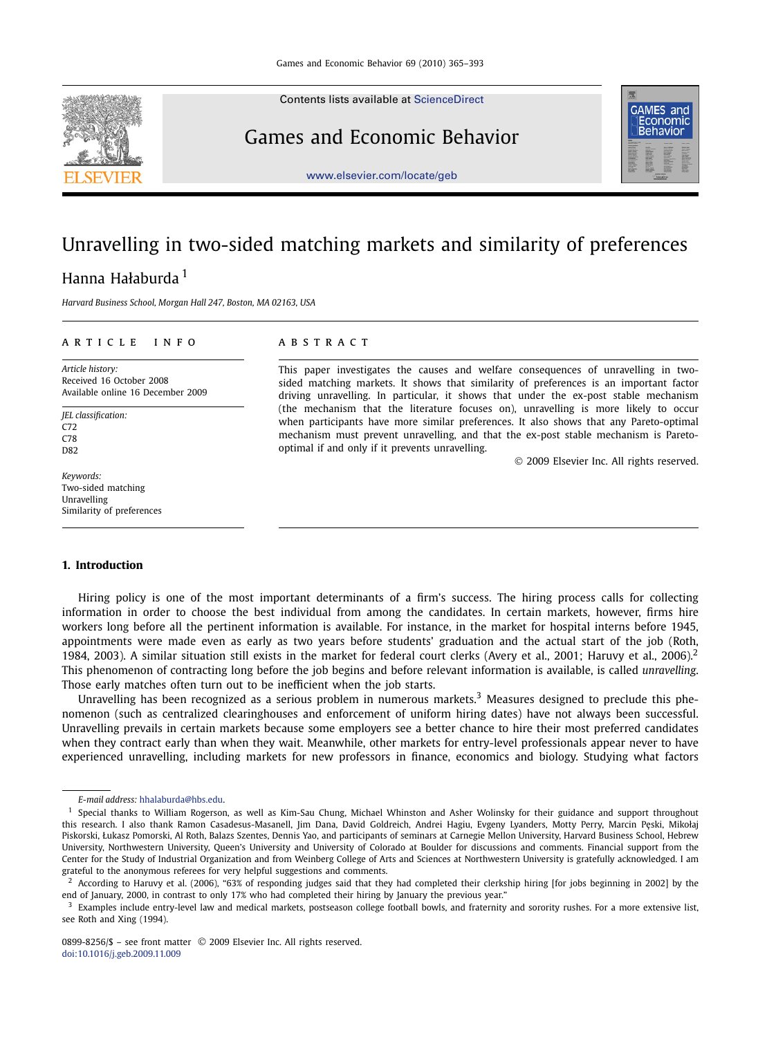# Unravelling in two-sided matching markets and similarity of preferences

Hanna Hałaburda [1]

*Harvard Business School, Morgan Hall 247, Boston, MA 02163, USA*

## ARTICLE INFO

*Article history:*
Received 16 October 2008
Available online 16 December 2009

*JEL classification:*
C72
C78
D82

*Keywords:*
Two-sided matching
Unravelling
Similarity of preferences

## ABSTRACT

This paper investigates the causes and welfare consequences of unravelling in two-sided matching markets. It shows that similarity of preferences is an important factor driving unravelling. In particular, it shows that under the ex-post stable mechanism (the mechanism that the literature focuses on), unravelling is more likely to occur when participants have more similar preferences. It also shows that any Pareto-optimal mechanism must prevent unravelling, and that the ex-post stable mechanism is Pareto-optimal if and only if it prevents unravelling.

© 2009 Elsevier Inc. All rights reserved.

## 1. Introduction

Hiring policy is one of the most important determinants of a firm's success. The hiring process calls for collecting information in order to choose the best individual from among the candidates. In certain markets, however, firms hire workers long before all the pertinent information is available. For instance, in the market for hospital interns before 1945, appointments were made even as early as two years before students' graduation and the actual start of the job (Roth, 1984, 2003). A similar situation still exists in the market for federal court clerks (Avery et al., 2001; Haruvy et al., 2006).[2] This phenomenon of contracting long before the job begins and before relevant information is available, is called *unravelling*. Those early matches often turn out to be inefficient when the job starts.

Unravelling has been recognized as a serious problem in numerous markets.[3] Measures designed to preclude this phenomenon (such as centralized clearinghouses and enforcement of uniform hiring dates) have not always been successful. Unravelling prevails in certain markets because some employers see a better chance to hire their most preferred candidates when they contract early than when they wait. Meanwhile, other markets for entry-level professionals appear never to have experienced unravelling, including markets for new professors in finance, economics and biology. Studying what factors

---

E-mail address: hhalaburda@hbs.edu.

[1] Special thanks to William Rogerson, as well as Kim-Sau Chung, Michael Whinston and Asher Wolinsky for their guidance and support throughout this research. I also thank Ramon Casadesus-Masanell, Jim Dana, David Goldreich, Andrei Hagiu, Evgeny Lyanders, Motty Perry, Marcin Pęski, Mikołaj Piskorski, Łukasz Pomorski, Al Roth, Balazs Szentes, Dennis Yao, and participants of seminars at Carnegie Mellon University, Harvard Business School, Hebrew University, Northwestern University, Queen's University and University of Colorado at Boulder for discussions and comments. Financial support from the Center for the Study of Industrial Organization and from Weinberg College of Arts and Sciences at Northwestern University is gratefully acknowledged. I am grateful to the anonymous referees for very helpful suggestions and comments.

[2] According to Haruvy et al. (2006), "63% of responding judges said that they had completed their clerkship hiring [for jobs beginning in 2002] by the end of January, 2000, in contrast to only 17% who had completed their hiring by January the previous year."

[3] Examples include entry-level law and medical markets, postseason college football bowls, and fraternity and sorority rushes. For a more extensive list, see Roth and Xing (1994).

0899-8256/$ – see front matter © 2009 Elsevier Inc. All rights reserved.
doi:10.1016/j.geb.2009.11.009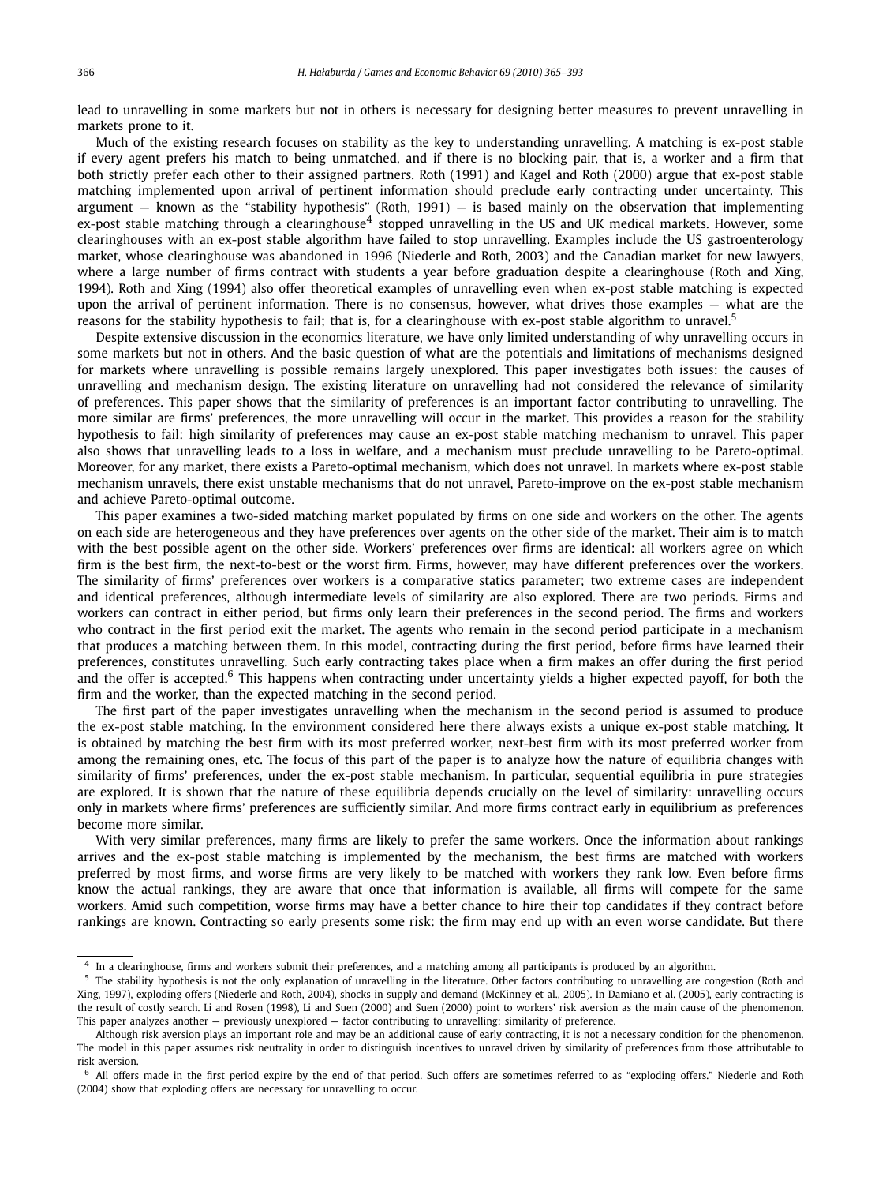lead to unravelling in some markets but not in others is necessary for designing better measures to prevent unravelling in markets prone to it.

Much of the existing research focuses on stability as the key to understanding unravelling. A matching is ex-post stable if every agent prefers his match to being unmatched, and if there is no blocking pair, that is, a worker and a firm that both strictly prefer each other to their assigned partners. Roth (1991) and Kagel and Roth (2000) argue that ex-post stable matching implemented upon arrival of pertinent information should preclude early contracting under uncertainty. This argument — known as the "stability hypothesis" (Roth, 1991) — is based mainly on the observation that implementing ex-post stable matching through a clearinghouse[4] stopped unravelling in the US and UK medical markets. However, some clearinghouses with an ex-post stable algorithm have failed to stop unravelling. Examples include the US gastroenterology market, whose clearinghouse was abandoned in 1996 (Niederle and Roth, 2003) and the Canadian market for new lawyers, where a large number of firms contract with students a year before graduation despite a clearinghouse (Roth and Xing, 1994). Roth and Xing (1994) also offer theoretical examples of unravelling even when ex-post stable matching is expected upon the arrival of pertinent information. There is no consensus, however, what drives those examples — what are the reasons for the stability hypothesis to fail; that is, for a clearinghouse with ex-post stable algorithm to unravel.[5]

Despite extensive discussion in the economics literature, we have only limited understanding of why unravelling occurs in some markets but not in others. And the basic question of what are the potentials and limitations of mechanisms designed for markets where unravelling is possible remains largely unexplored. This paper investigates both issues: the causes of unravelling and mechanism design. The existing literature on unravelling had not considered the relevance of similarity of preferences. This paper shows that the similarity of preferences is an important factor contributing to unravelling. The more similar are firms' preferences, the more unravelling will occur in the market. This provides a reason for the stability hypothesis to fail: high similarity of preferences may cause an ex-post stable matching mechanism to unravel. This paper also shows that unravelling leads to a loss in welfare, and a mechanism must preclude unravelling to be Pareto-optimal. Moreover, for any market, there exists a Pareto-optimal mechanism, which does not unravel. In markets where ex-post stable mechanism unravels, there exist unstable mechanisms that do not unravel, Pareto-improve on the ex-post stable mechanism and achieve Pareto-optimal outcome.

This paper examines a two-sided matching market populated by firms on one side and workers on the other. The agents on each side are heterogeneous and they have preferences over agents on the other side of the market. Their aim is to match with the best possible agent on the other side. Workers' preferences over firms are identical: all workers agree on which firm is the best firm, the next-to-best or the worst firm. Firms, however, may have different preferences over the workers. The similarity of firms' preferences over workers is a comparative statics parameter; two extreme cases are independent and identical preferences, although intermediate levels of similarity are also explored. There are two periods. Firms and workers can contract in either period, but firms only learn their preferences in the second period. The firms and workers who contract in the first period exit the market. The agents who remain in the second period participate in a mechanism that produces a matching between them. In this model, contracting during the first period, before firms have learned their preferences, constitutes unravelling. Such early contracting takes place when a firm makes an offer during the first period and the offer is accepted.[6] This happens when contracting under uncertainty yields a higher expected payoff, for both the firm and the worker, than the expected matching in the second period.

The first part of the paper investigates unravelling when the mechanism in the second period is assumed to produce the ex-post stable matching. In the environment considered here there always exists a unique ex-post stable matching. It is obtained by matching the best firm with its most preferred worker, next-best firm with its most preferred worker from among the remaining ones, etc. The focus of this part of the paper is to analyze how the nature of equilibria changes with similarity of firms' preferences, under the ex-post stable mechanism. In particular, sequential equilibria in pure strategies are explored. It is shown that the nature of these equilibria depends crucially on the level of similarity: unravelling occurs only in markets where firms' preferences are sufficiently similar. And more firms contract early in equilibrium as preferences become more similar.

With very similar preferences, many firms are likely to prefer the same workers. Once the information about rankings arrives and the ex-post stable matching is implemented by the mechanism, the best firms are matched with workers preferred by most firms, and worse firms are very likely to be matched with workers they rank low. Even before firms know the actual rankings, they are aware that once that information is available, all firms will compete for the same workers. Amid such competition, worse firms may have a better chance to hire their top candidates if they contract before rankings are known. Contracting so early presents some risk: the firm may end up with an even worse candidate. But there

---

[4] In a clearinghouse, firms and workers submit their preferences, and a matching among all participants is produced by an algorithm.

[5] The stability hypothesis is not the only explanation of unravelling in the literature. Other factors contributing to unravelling are congestion (Roth and Xing, 1997), exploding offers (Niederle and Roth, 2004), shocks in supply and demand (McKinney et al., 2005). In Damiano et al. (2005), early contracting is the result of costly search. Li and Rosen (1998), Li and Suen (2000) and Suen (2000) point to workers' risk aversion as the main cause of the phenomenon. This paper analyzes another — previously unexplored — factor contributing to unravelling: similarity of preference.

Although risk aversion plays an important role and may be an additional cause of early contracting, it is not a necessary condition for the phenomenon. The model in this paper assumes risk neutrality in order to distinguish incentives to unravel driven by similarity of preferences from those attributable to risk aversion.

[6] All offers made in the first period expire by the end of that period. Such offers are sometimes referred to as "exploding offers." Niederle and Roth (2004) show that exploding offers are necessary for unravelling to occur.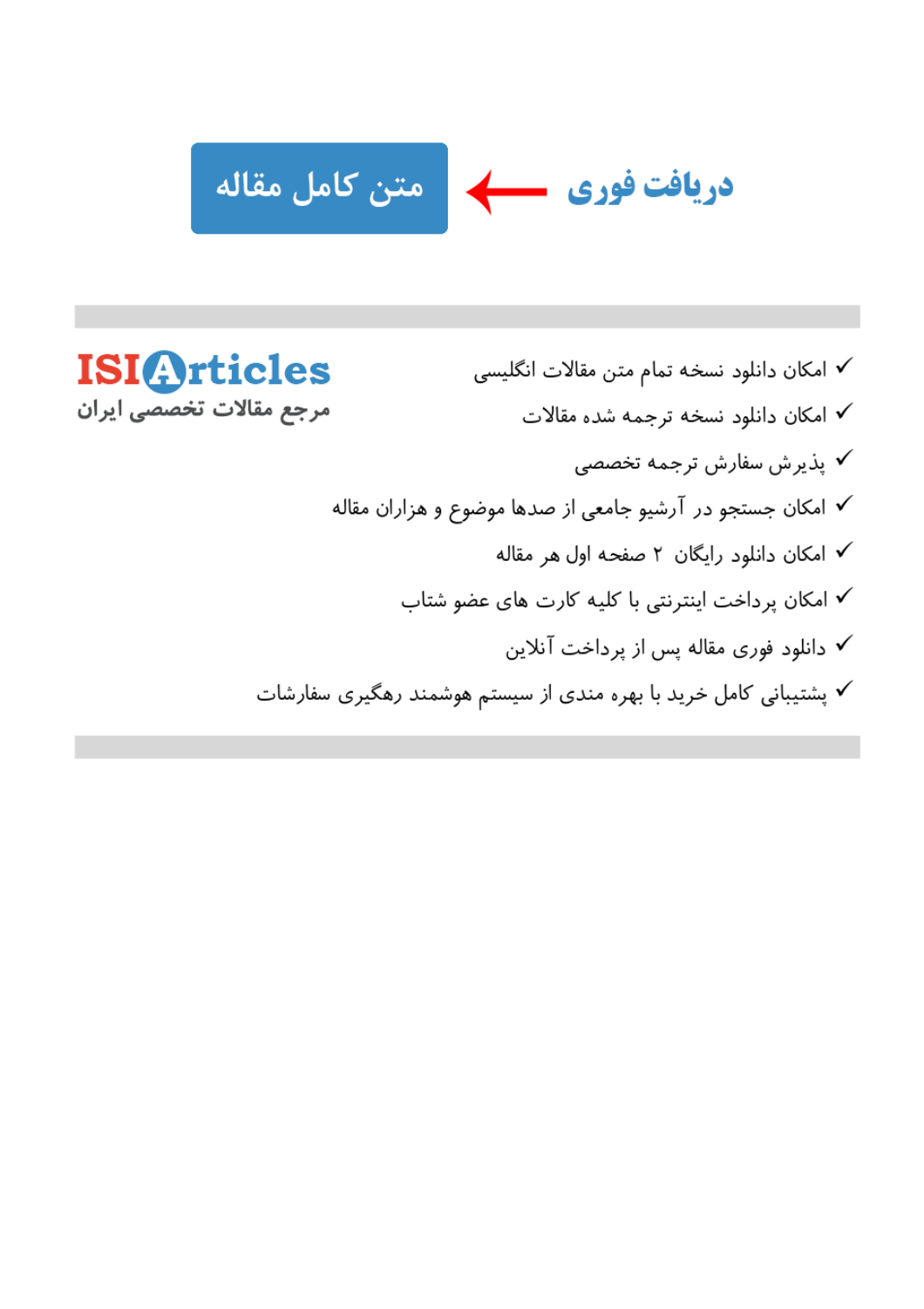دریافت فوری ← **متن کامل مقاله**

**ISIArticles**
مرجع مقالات تخصصی ایران

- ✓ امکان دانلود نسخه تمام متن مقالات انگلیسی
- ✓ امکان دانلود نسخه ترجمه شده مقالات
- ✓ پذیرش سفارش ترجمه تخصصی
- ✓ امکان جستجو در آرشیو جامعی از صدها موضوع و هزاران مقاله
- ✓ امکان دانلود رایگان ۲ صفحه اول هر مقاله
- ✓ امکان پرداخت اینترنتی با کلیه کارت های عضو شتاب
- ✓ دانلود فوری مقاله پس از پرداخت آنلاین
- ✓ پشتیبانی کامل خرید با بهره مندی از سیستم هوشمند رهگیری سفارشات